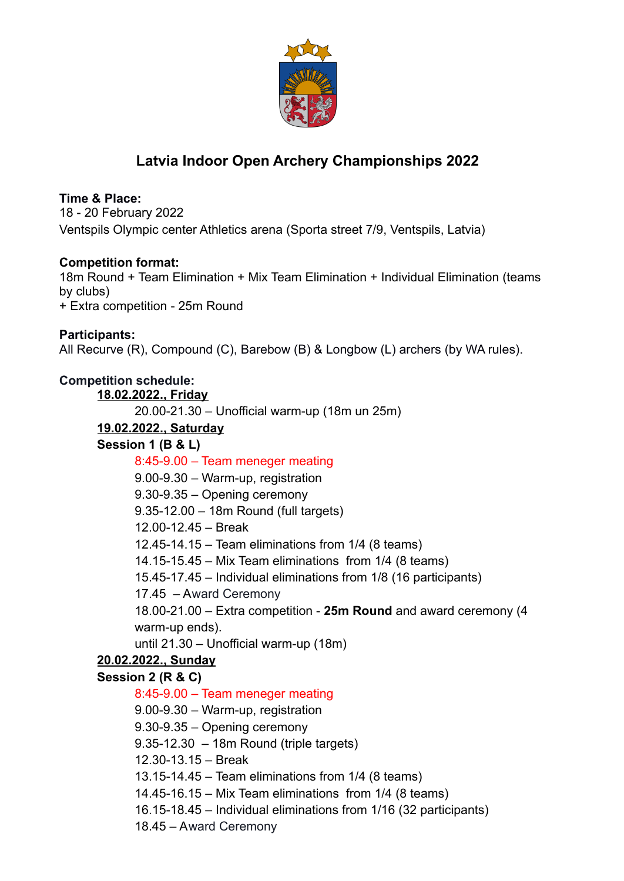# Latvia Indoor Open Archery Championships 2022

**Time & Place:**
18 - 20 February 2022
Ventspils Olympic center Athletics arena (Sporta street 7/9, Ventspils, Latvia)

**Competition format:**
18m Round + Team Elimination + Mix Team Elimination + Individual Elimination (teams by clubs)
+ Extra competition - 25m Round

**Participants:**
All Recurve (R), Compound (C), Barebow (B) & Longbow (L) archers (by WA rules).

**Competition schedule:**

**18.02.2022., Friday**

20.00-21.30 – Unofficial warm-up (18m un 25m)

**19.02.2022., Saturday**

**Session 1 (B & L)**

8:45-9.00 – Team meneger meating
9.00-9.30 – Warm-up, registration
9.30-9.35 – Opening ceremony
9.35-12.00 – 18m Round (full targets)
12.00-12.45 – Break
12.45-14.15 – Team eliminations from 1/4 (8 teams)
14.15-15.45 – Mix Team eliminations from 1/4 (8 teams)
15.45-17.45 – Individual eliminations from 1/8 (16 participants)
17.45 – Award Ceremony
18.00-21.00 – Extra competition - **25m Round** and award ceremony (4 warm-up ends).
until 21.30 – Unofficial warm-up (18m)

**20.02.2022., Sunday**

**Session 2 (R & C)**

8:45-9.00 – Team meneger meating
9.00-9.30 – Warm-up, registration
9.30-9.35 – Opening ceremony
9.35-12.30 – 18m Round (triple targets)
12.30-13.15 – Break
13.15-14.45 – Team eliminations from 1/4 (8 teams)
14.45-16.15 – Mix Team eliminations from 1/4 (8 teams)
16.15-18.45 – Individual eliminations from 1/16 (32 participants)
18.45 – Award Ceremony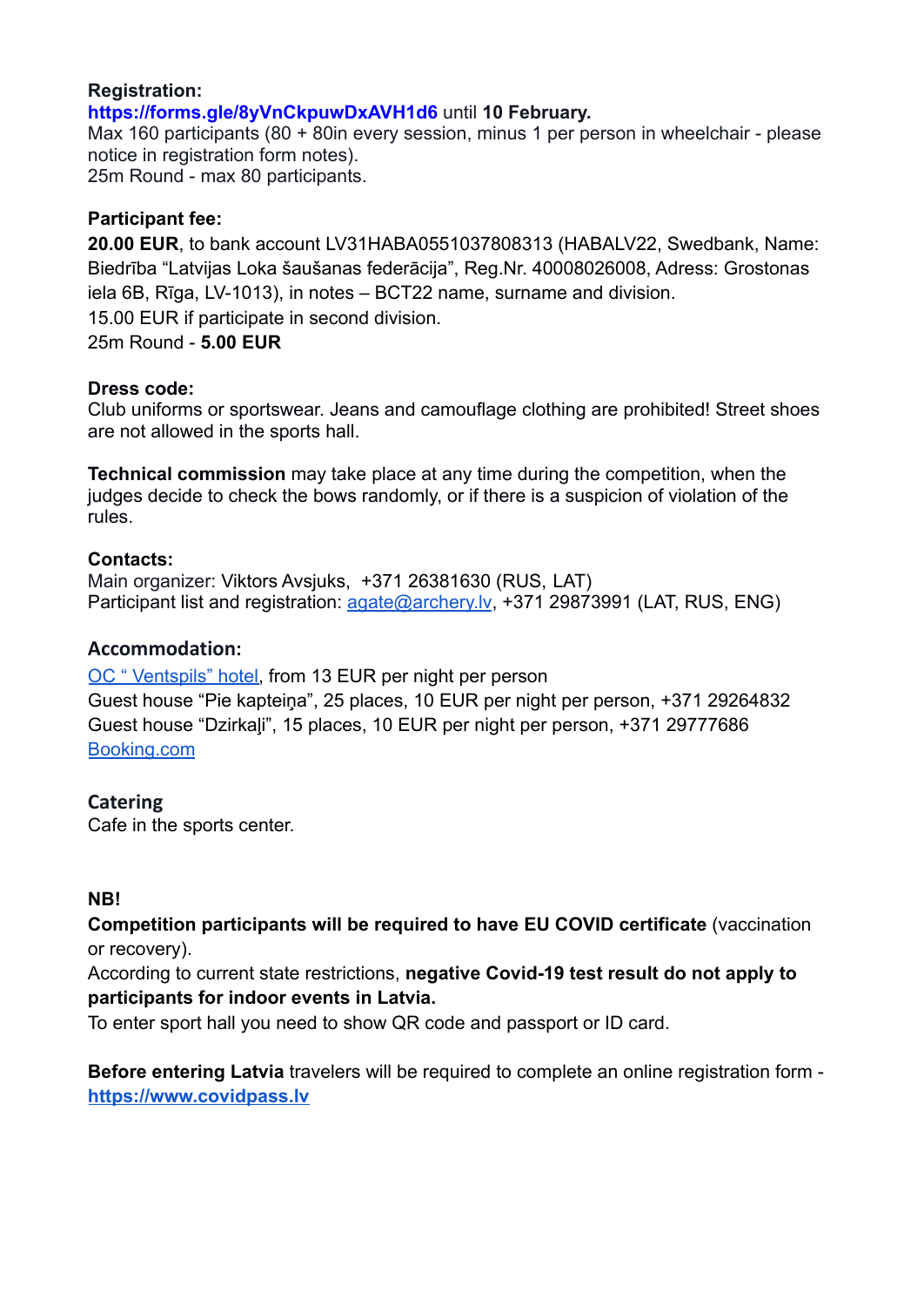**Registration:**
**https://forms.gle/8yVnCkpuwDxAVH1d6** until **10 February.**
Max 160 participants (80 + 80in every session, minus 1 per person in wheelchair - please notice in registration form notes).
25m Round - max 80 participants.

**Participant fee:**
**20.00 EUR**, to bank account LV31HABA0551037808313 (HABALV22, Swedbank, Name: Biedrība "Latvijas Loka šaušanas federācija", Reg.Nr. 40008026008, Adress: Grostonas iela 6B, Rīga, LV-1013), in notes – BCT22 name, surname and division.
15.00 EUR if participate in second division.
25m Round - **5.00 EUR**

**Dress code:**
Club uniforms or sportswear. Jeans and camouflage clothing are prohibited! Street shoes are not allowed in the sports hall.

**Technical commission** may take place at any time during the competition, when the judges decide to check the bows randomly, or if there is a suspicion of violation of the rules.

**Contacts:**
Main organizer: Viktors Avsjuks, +371 26381630 (RUS, LAT)
Participant list and registration: agate@archery.lv, +371 29873991 (LAT, RUS, ENG)

**Accommodation:**
OC " Ventspils" hotel, from 13 EUR per night per person
Guest house "Pie kapteiņa", 25 places, 10 EUR per night per person, +371 29264832
Guest house "Dzirkaļi", 15 places, 10 EUR per night per person, +371 29777686
Booking.com

**Catering**
Cafe in the sports center.

**NB!**
**Competition participants will be required to have EU COVID certificate** (vaccination or recovery).
According to current state restrictions, **negative Covid-19 test result do not apply to participants for indoor events in Latvia.**
To enter sport hall you need to show QR code and passport or ID card.

**Before entering Latvia** travelers will be required to complete an online registration form - **https://www.covidpass.lv**